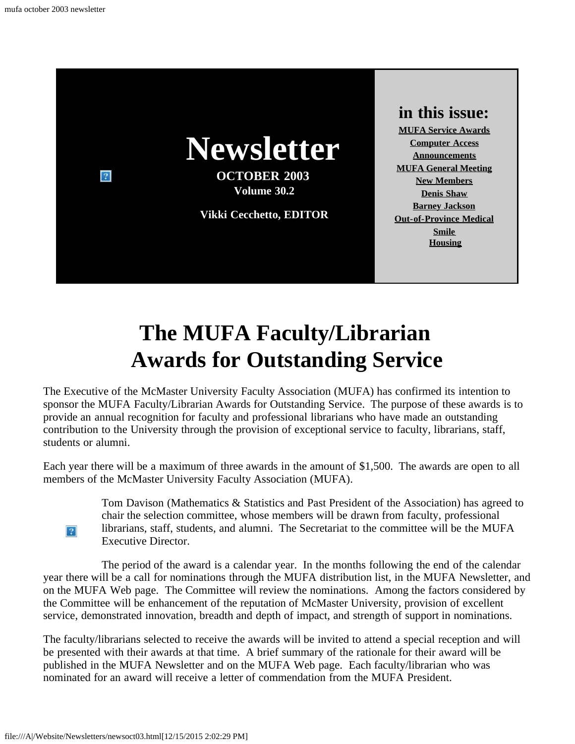# Newsletter

**OCTOBER 2003**
**Volume 30.2**

**Vikki Cecchetto, EDITOR**

## in this issue:

- **MUFA Service Awards**
- **Computer Access**
- **Announcements**
- **MUFA General Meeting**
- **New Members**
- **Denis Shaw**
- **Barney Jackson**
- **Out-of-Province Medical**
- **Smile**
- **Housing**

# The MUFA Faculty/Librarian Awards for Outstanding Service

The Executive of the McMaster University Faculty Association (MUFA) has confirmed its intention to sponsor the MUFA Faculty/Librarian Awards for Outstanding Service. The purpose of these awards is to provide an annual recognition for faculty and professional librarians who have made an outstanding contribution to the University through the provision of exceptional service to faculty, librarians, staff, students or alumni.

Each year there will be a maximum of three awards in the amount of $1,500. The awards are open to all members of the McMaster University Faculty Association (MUFA).

Tom Davison (Mathematics & Statistics and Past President of the Association) has agreed to chair the selection committee, whose members will be drawn from faculty, professional librarians, staff, students, and alumni. The Secretariat to the committee will be the MUFA Executive Director.

The period of the award is a calendar year. In the months following the end of the calendar year there will be a call for nominations through the MUFA distribution list, in the MUFA Newsletter, and on the MUFA Web page. The Committee will review the nominations. Among the factors considered by the Committee will be enhancement of the reputation of McMaster University, provision of excellent service, demonstrated innovation, breadth and depth of impact, and strength of support in nominations.

The faculty/librarians selected to receive the awards will be invited to attend a special reception and will be presented with their awards at that time. A brief summary of the rationale for their award will be published in the MUFA Newsletter and on the MUFA Web page. Each faculty/librarian who was nominated for an award will receive a letter of commendation from the MUFA President.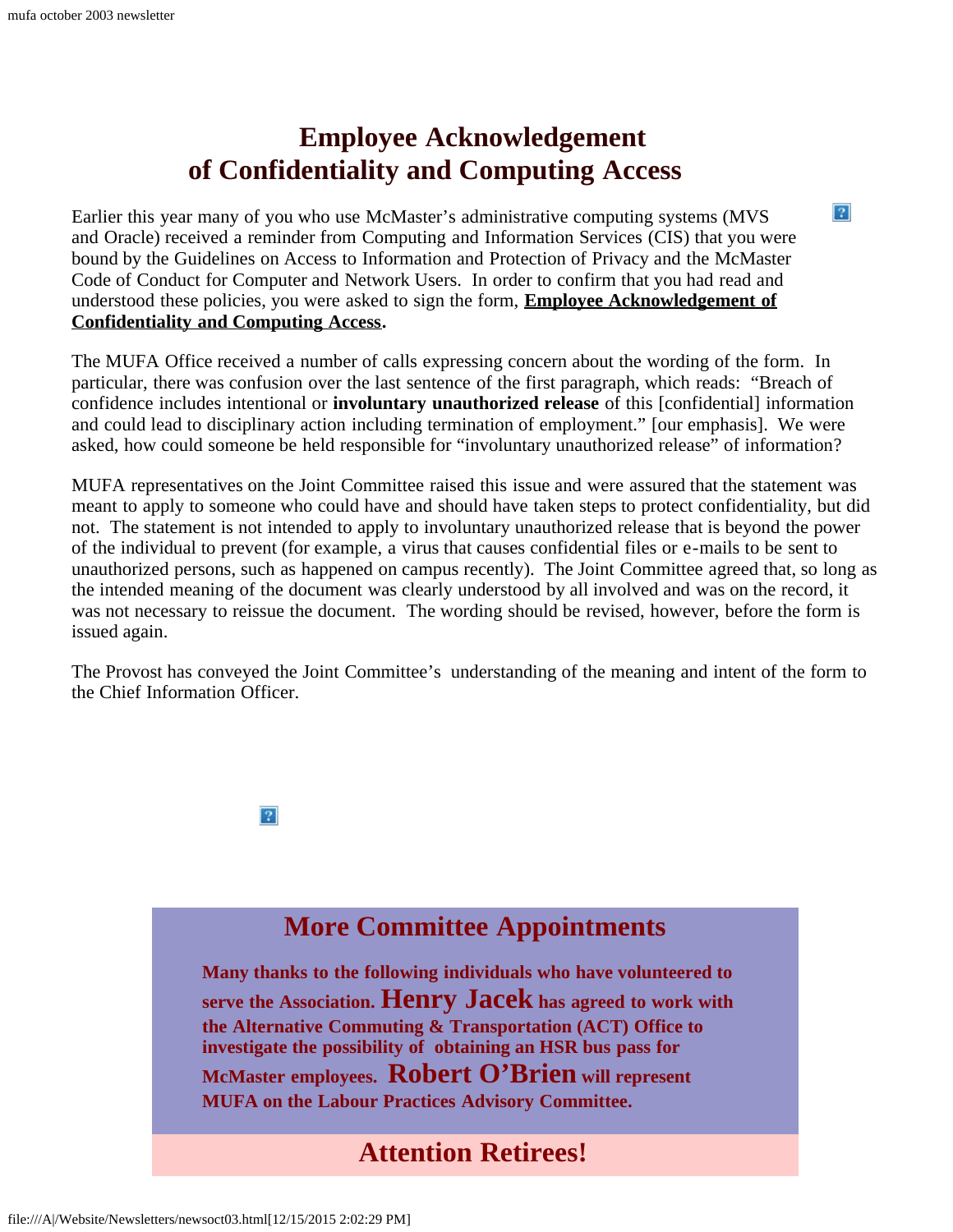# Employee Acknowledgement of Confidentiality and Computing Access

Earlier this year many of you who use McMaster's administrative computing systems (MVS and Oracle) received a reminder from Computing and Information Services (CIS) that you were bound by the Guidelines on Access to Information and Protection of Privacy and the McMaster Code of Conduct for Computer and Network Users. In order to confirm that you had read and understood these policies, you were asked to sign the form, **Employee Acknowledgement of Confidentiality and Computing Access**.

The MUFA Office received a number of calls expressing concern about the wording of the form. In particular, there was confusion over the last sentence of the first paragraph, which reads: "Breach of confidence includes intentional or **involuntary unauthorized release** of this [confidential] information and could lead to disciplinary action including termination of employment." [our emphasis]. We were asked, how could someone be held responsible for "involuntary unauthorized release" of information?

MUFA representatives on the Joint Committee raised this issue and were assured that the statement was meant to apply to someone who could have and should have taken steps to protect confidentiality, but did not. The statement is not intended to apply to involuntary unauthorized release that is beyond the power of the individual to prevent (for example, a virus that causes confidential files or e-mails to be sent to unauthorized persons, such as happened on campus recently). The Joint Committee agreed that, so long as the intended meaning of the document was clearly understood by all involved and was on the record, it was not necessary to reissue the document. The wording should be revised, however, before the form is issued again.

The Provost has conveyed the Joint Committee's understanding of the meaning and intent of the form to the Chief Information Officer.

## More Committee Appointments

**Many thanks to the following individuals who have volunteered to serve the Association. Henry Jacek has agreed to work with the Alternative Commuting & Transportation (ACT) Office to investigate the possibility of obtaining an HSR bus pass for McMaster employees. Robert O'Brien will represent MUFA on the Labour Practices Advisory Committee.**

## Attention Retirees!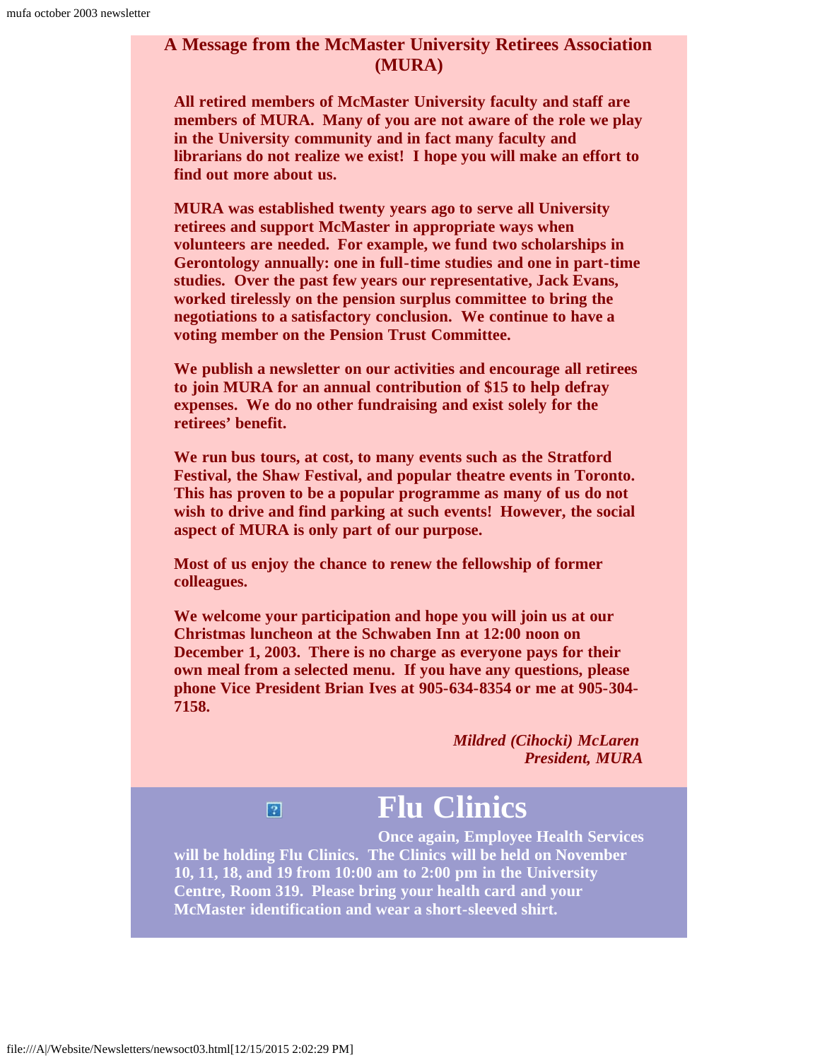## A Message from the McMaster University Retirees Association (MURA)

**All retired members of McMaster University faculty and staff are members of MURA. Many of you are not aware of the role we play in the University community and in fact many faculty and librarians do not realize we exist! I hope you will make an effort to find out more about us.**

**MURA was established twenty years ago to serve all University retirees and support McMaster in appropriate ways when volunteers are needed. For example, we fund two scholarships in Gerontology annually: one in full-time studies and one in part-time studies. Over the past few years our representative, Jack Evans, worked tirelessly on the pension surplus committee to bring the negotiations to a satisfactory conclusion. We continue to have a voting member on the Pension Trust Committee.**

**We publish a newsletter on our activities and encourage all retirees to join MURA for an annual contribution of $15 to help defray expenses. We do no other fundraising and exist solely for the retirees' benefit.**

**We run bus tours, at cost, to many events such as the Stratford Festival, the Shaw Festival, and popular theatre events in Toronto. This has proven to be a popular programme as many of us do not wish to drive and find parking at such events! However, the social aspect of MURA is only part of our purpose.**

**Most of us enjoy the chance to renew the fellowship of former colleagues.**

**We welcome your participation and hope you will join us at our Christmas luncheon at the Schwaben Inn at 12:00 noon on December 1, 2003. There is no charge as everyone pays for their own meal from a selected menu. If you have any questions, please phone Vice President Brian Ives at 905-634-8354 or me at 905-304-7158.**

***Mildred (Cihocki) McLaren***
***President, MURA***

# Flu Clinics

**Once again, Employee Health Services will be holding Flu Clinics. The Clinics will be held on November 10, 11, 18, and 19 from 10:00 am to 2:00 pm in the University Centre, Room 319. Please bring your health card and your McMaster identification and wear a short-sleeved shirt.**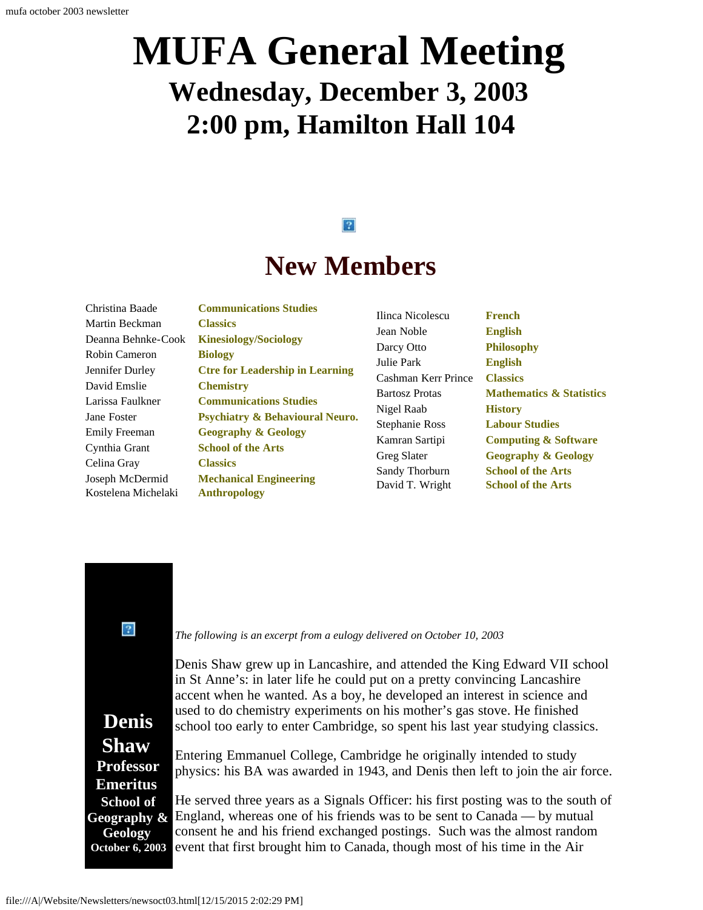# MUFA General Meeting

## Wednesday, December 3, 2003
## 2:00 pm, Hamilton Hall 104

## New Members

| Name | Department |
| --- | --- |
| Christina Baade | Communications Studies |
| Martin Beckman | Classics |
| Deanna Behnke-Cook | Kinesiology/Sociology |
| Robin Cameron | Biology |
| Jennifer Durley | Ctre for Leadership in Learning |
| David Emslie | Chemistry |
| Larissa Faulkner | Communications Studies |
| Jane Foster | Psychiatry & Behavioural Neuro. |
| Emily Freeman | Geography & Geology |
| Cynthia Grant | School of the Arts |
| Celina Gray | Classics |
| Joseph McDermid | Mechanical Engineering |
| Kostelena Michelaki | Anthropology |
| Ilinca Nicolescu | French |
| Jean Noble | English |
| Darcy Otto | Philosophy |
| Julie Park | English |
| Cashman Kerr Prince | Classics |
| Bartosz Protas | Mathematics & Statistics |
| Nigel Raab | History |
| Stephanie Ross | Labour Studies |
| Kamran Sartipi | Computing & Software |
| Greg Slater | Geography & Geology |
| Sandy Thorburn | School of the Arts |
| David T. Wright | School of the Arts |

**Denis Shaw**
**Professor Emeritus**
**School of Geography & Geology**
**October 6, 2003**

*The following is an excerpt from a eulogy delivered on October 10, 2003*

Denis Shaw grew up in Lancashire, and attended the King Edward VII school in St Anne's: in later life he could put on a pretty convincing Lancashire accent when he wanted. As a boy, he developed an interest in science and used to do chemistry experiments on his mother's gas stove. He finished school too early to enter Cambridge, so spent his last year studying classics.

Entering Emmanuel College, Cambridge he originally intended to study physics: his BA was awarded in 1943, and Denis then left to join the air force.

He served three years as a Signals Officer: his first posting was to the south of England, whereas one of his friends was to be sent to Canada — by mutual consent he and his friend exchanged postings. Such was the almost random event that first brought him to Canada, though most of his time in the Air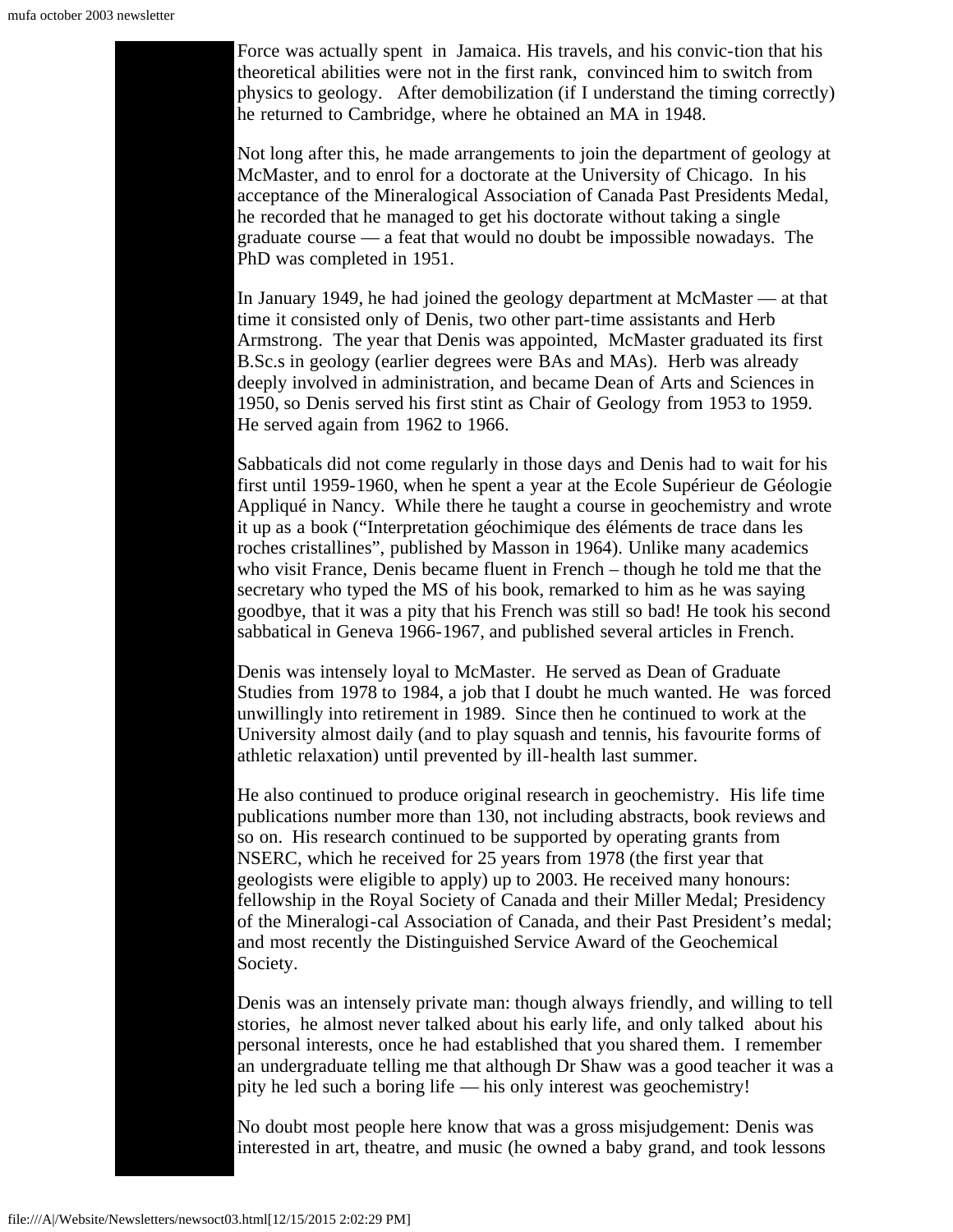Force was actually spent in Jamaica. His travels, and his convic-tion that his theoretical abilities were not in the first rank, convinced him to switch from physics to geology. After demobilization (if I understand the timing correctly) he returned to Cambridge, where he obtained an MA in 1948.

Not long after this, he made arrangements to join the department of geology at McMaster, and to enrol for a doctorate at the University of Chicago. In his acceptance of the Mineralogical Association of Canada Past Presidents Medal, he recorded that he managed to get his doctorate without taking a single graduate course — a feat that would no doubt be impossible nowadays. The PhD was completed in 1951.

In January 1949, he had joined the geology department at McMaster — at that time it consisted only of Denis, two other part-time assistants and Herb Armstrong. The year that Denis was appointed, McMaster graduated its first B.Sc.s in geology (earlier degrees were BAs and MAs). Herb was already deeply involved in administration, and became Dean of Arts and Sciences in 1950, so Denis served his first stint as Chair of Geology from 1953 to 1959. He served again from 1962 to 1966.

Sabbaticals did not come regularly in those days and Denis had to wait for his first until 1959-1960, when he spent a year at the Ecole Supérieur de Géologie Appliqué in Nancy. While there he taught a course in geochemistry and wrote it up as a book ("Interpretation géochimique des éléments de trace dans les roches cristallines", published by Masson in 1964). Unlike many academics who visit France, Denis became fluent in French – though he told me that the secretary who typed the MS of his book, remarked to him as he was saying goodbye, that it was a pity that his French was still so bad! He took his second sabbatical in Geneva 1966-1967, and published several articles in French.

Denis was intensely loyal to McMaster. He served as Dean of Graduate Studies from 1978 to 1984, a job that I doubt he much wanted. He was forced unwillingly into retirement in 1989. Since then he continued to work at the University almost daily (and to play squash and tennis, his favourite forms of athletic relaxation) until prevented by ill-health last summer.

He also continued to produce original research in geochemistry. His life time publications number more than 130, not including abstracts, book reviews and so on. His research continued to be supported by operating grants from NSERC, which he received for 25 years from 1978 (the first year that geologists were eligible to apply) up to 2003. He received many honours: fellowship in the Royal Society of Canada and their Miller Medal; Presidency of the Mineralogi-cal Association of Canada, and their Past President's medal; and most recently the Distinguished Service Award of the Geochemical Society.

Denis was an intensely private man: though always friendly, and willing to tell stories, he almost never talked about his early life, and only talked about his personal interests, once he had established that you shared them. I remember an undergraduate telling me that although Dr Shaw was a good teacher it was a pity he led such a boring life — his only interest was geochemistry!

No doubt most people here know that was a gross misjudgement: Denis was interested in art, theatre, and music (he owned a baby grand, and took lessons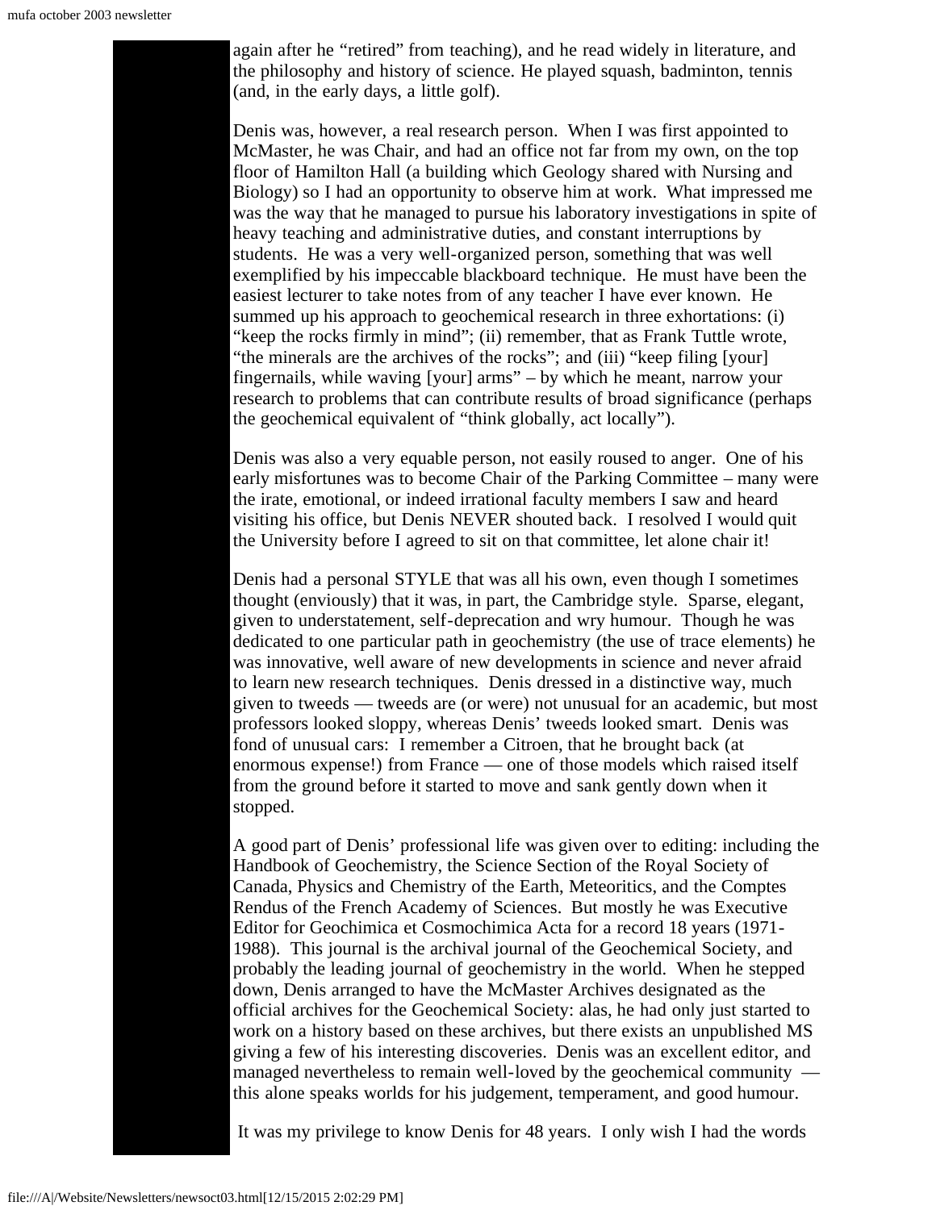again after he "retired" from teaching), and he read widely in literature, and the philosophy and history of science. He played squash, badminton, tennis (and, in the early days, a little golf).

Denis was, however, a real research person. When I was first appointed to McMaster, he was Chair, and had an office not far from my own, on the top floor of Hamilton Hall (a building which Geology shared with Nursing and Biology) so I had an opportunity to observe him at work. What impressed me was the way that he managed to pursue his laboratory investigations in spite of heavy teaching and administrative duties, and constant interruptions by students. He was a very well-organized person, something that was well exemplified by his impeccable blackboard technique. He must have been the easiest lecturer to take notes from of any teacher I have ever known. He summed up his approach to geochemical research in three exhortations: (i) "keep the rocks firmly in mind"; (ii) remember, that as Frank Tuttle wrote, "the minerals are the archives of the rocks"; and (iii) "keep filing [your] fingernails, while waving [your] arms" – by which he meant, narrow your research to problems that can contribute results of broad significance (perhaps the geochemical equivalent of "think globally, act locally").

Denis was also a very equable person, not easily roused to anger. One of his early misfortunes was to become Chair of the Parking Committee – many were the irate, emotional, or indeed irrational faculty members I saw and heard visiting his office, but Denis NEVER shouted back. I resolved I would quit the University before I agreed to sit on that committee, let alone chair it!

Denis had a personal STYLE that was all his own, even though I sometimes thought (enviously) that it was, in part, the Cambridge style. Sparse, elegant, given to understatement, self-deprecation and wry humour. Though he was dedicated to one particular path in geochemistry (the use of trace elements) he was innovative, well aware of new developments in science and never afraid to learn new research techniques. Denis dressed in a distinctive way, much given to tweeds — tweeds are (or were) not unusual for an academic, but most professors looked sloppy, whereas Denis' tweeds looked smart. Denis was fond of unusual cars: I remember a Citroen, that he brought back (at enormous expense!) from France — one of those models which raised itself from the ground before it started to move and sank gently down when it stopped.

A good part of Denis' professional life was given over to editing: including the Handbook of Geochemistry, the Science Section of the Royal Society of Canada, Physics and Chemistry of the Earth, Meteoritics, and the Comptes Rendus of the French Academy of Sciences. But mostly he was Executive Editor for Geochimica et Cosmochimica Acta for a record 18 years (1971-1988). This journal is the archival journal of the Geochemical Society, and probably the leading journal of geochemistry in the world. When he stepped down, Denis arranged to have the McMaster Archives designated as the official archives for the Geochemical Society: alas, he had only just started to work on a history based on these archives, but there exists an unpublished MS giving a few of his interesting discoveries. Denis was an excellent editor, and managed nevertheless to remain well-loved by the geochemical community — this alone speaks worlds for his judgement, temperament, and good humour.

It was my privilege to know Denis for 48 years. I only wish I had the words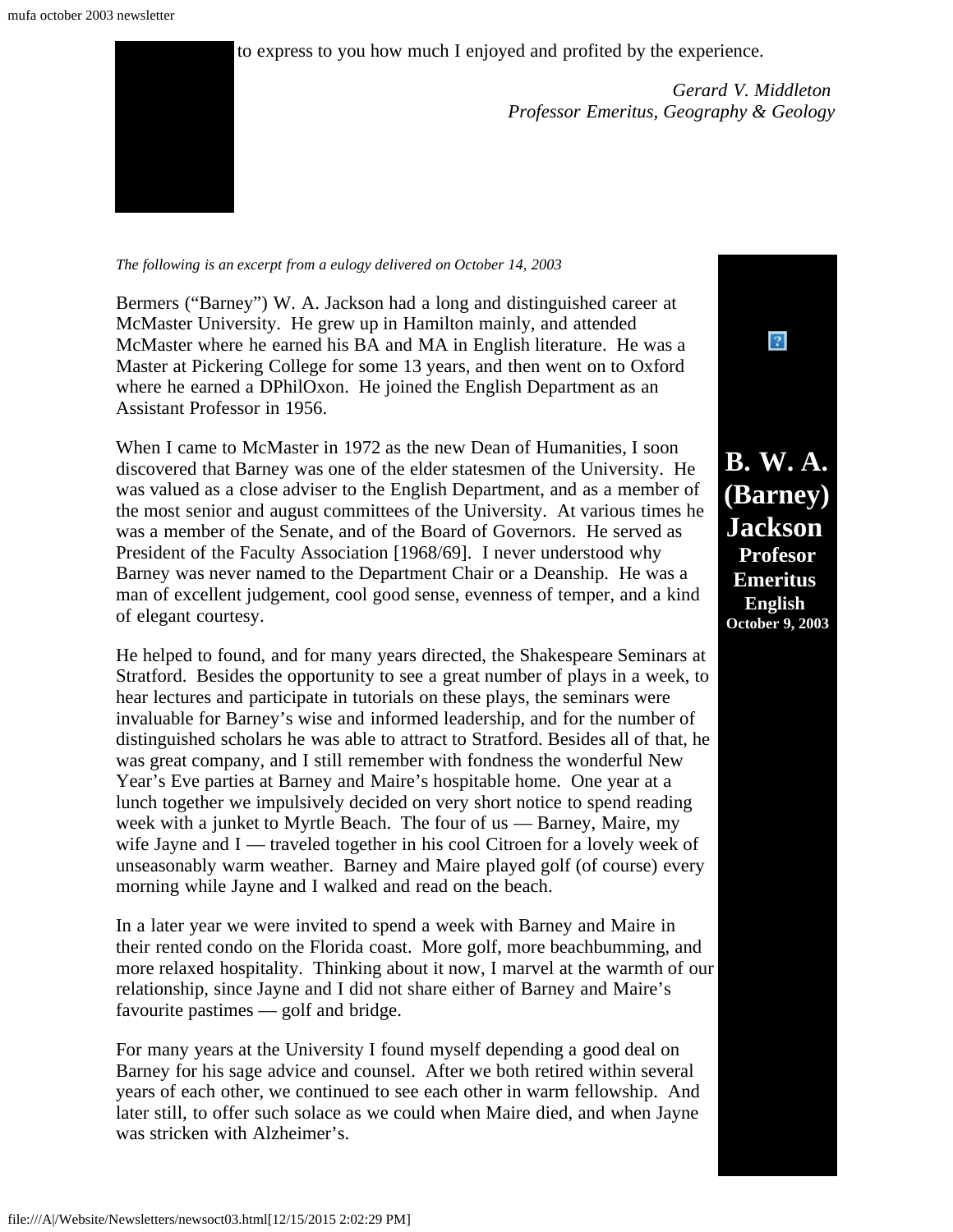to express to you how much I enjoyed and profited by the experience.

*Gerard V. Middleton*
*Professor Emeritus, Geography & Geology*

**B. W. A. (Barney) Jackson**
**Profesor Emeritus**
**English**
**October 9, 2003**

*The following is an excerpt from a eulogy delivered on October 14, 2003*

Bermers ("Barney") W. A. Jackson had a long and distinguished career at McMaster University. He grew up in Hamilton mainly, and attended McMaster where he earned his BA and MA in English literature. He was a Master at Pickering College for some 13 years, and then went on to Oxford where he earned a DPhilOxon. He joined the English Department as an Assistant Professor in 1956.

When I came to McMaster in 1972 as the new Dean of Humanities, I soon discovered that Barney was one of the elder statesmen of the University. He was valued as a close adviser to the English Department, and as a member of the most senior and august committees of the University. At various times he was a member of the Senate, and of the Board of Governors. He served as President of the Faculty Association [1968/69]. I never understood why Barney was never named to the Department Chair or a Deanship. He was a man of excellent judgement, cool good sense, evenness of temper, and a kind of elegant courtesy.

He helped to found, and for many years directed, the Shakespeare Seminars at Stratford. Besides the opportunity to see a great number of plays in a week, to hear lectures and participate in tutorials on these plays, the seminars were invaluable for Barney's wise and informed leadership, and for the number of distinguished scholars he was able to attract to Stratford. Besides all of that, he was great company, and I still remember with fondness the wonderful New Year's Eve parties at Barney and Maire's hospitable home. One year at a lunch together we impulsively decided on very short notice to spend reading week with a junket to Myrtle Beach. The four of us — Barney, Maire, my wife Jayne and I — traveled together in his cool Citroen for a lovely week of unseasonably warm weather. Barney and Maire played golf (of course) every morning while Jayne and I walked and read on the beach.

In a later year we were invited to spend a week with Barney and Maire in their rented condo on the Florida coast. More golf, more beachbumming, and more relaxed hospitality. Thinking about it now, I marvel at the warmth of our relationship, since Jayne and I did not share either of Barney and Maire's favourite pastimes — golf and bridge.

For many years at the University I found myself depending a good deal on Barney for his sage advice and counsel. After we both retired within several years of each other, we continued to see each other in warm fellowship. And later still, to offer such solace as we could when Maire died, and when Jayne was stricken with Alzheimer's.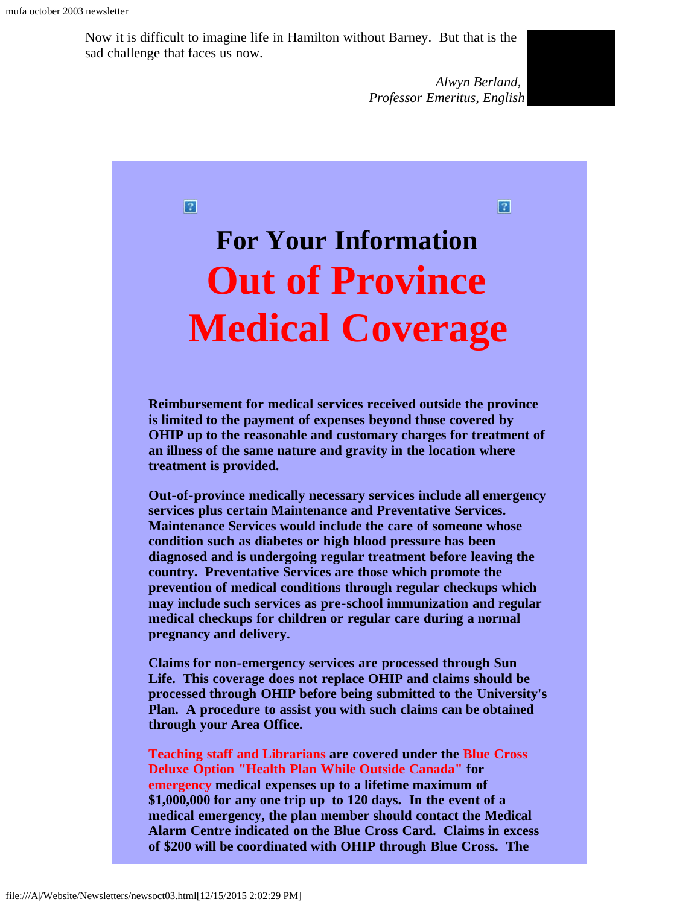Now it is difficult to imagine life in Hamilton without Barney. But that is the sad challenge that faces us now.

*Alwyn Berland,*
*Professor Emeritus, English*

## For Your Information

# Out of Province Medical Coverage

**Reimbursement for medical services received outside the province is limited to the payment of expenses beyond those covered by OHIP up to the reasonable and customary charges for treatment of an illness of the same nature and gravity in the location where treatment is provided.**

**Out-of-province medically necessary services include all emergency services plus certain Maintenance and Preventative Services. Maintenance Services would include the care of someone whose condition such as diabetes or high blood pressure has been diagnosed and is undergoing regular treatment before leaving the country. Preventative Services are those which promote the prevention of medical conditions through regular checkups which may include such services as pre-school immunization and regular medical checkups for children or regular care during a normal pregnancy and delivery.**

**Claims for non-emergency services are processed through Sun Life. This coverage does not replace OHIP and claims should be processed through OHIP before being submitted to the University's Plan. A procedure to assist you with such claims can be obtained through your Area Office.**

**Teaching staff and Librarians are covered under the Blue Cross Deluxe Option "Health Plan While Outside Canada" for emergency medical expenses up to a lifetime maximum of $1,000,000 for any one trip up to 120 days. In the event of a medical emergency, the plan member should contact the Medical Alarm Centre indicated on the Blue Cross Card. Claims in excess of $200 will be coordinated with OHIP through Blue Cross. The**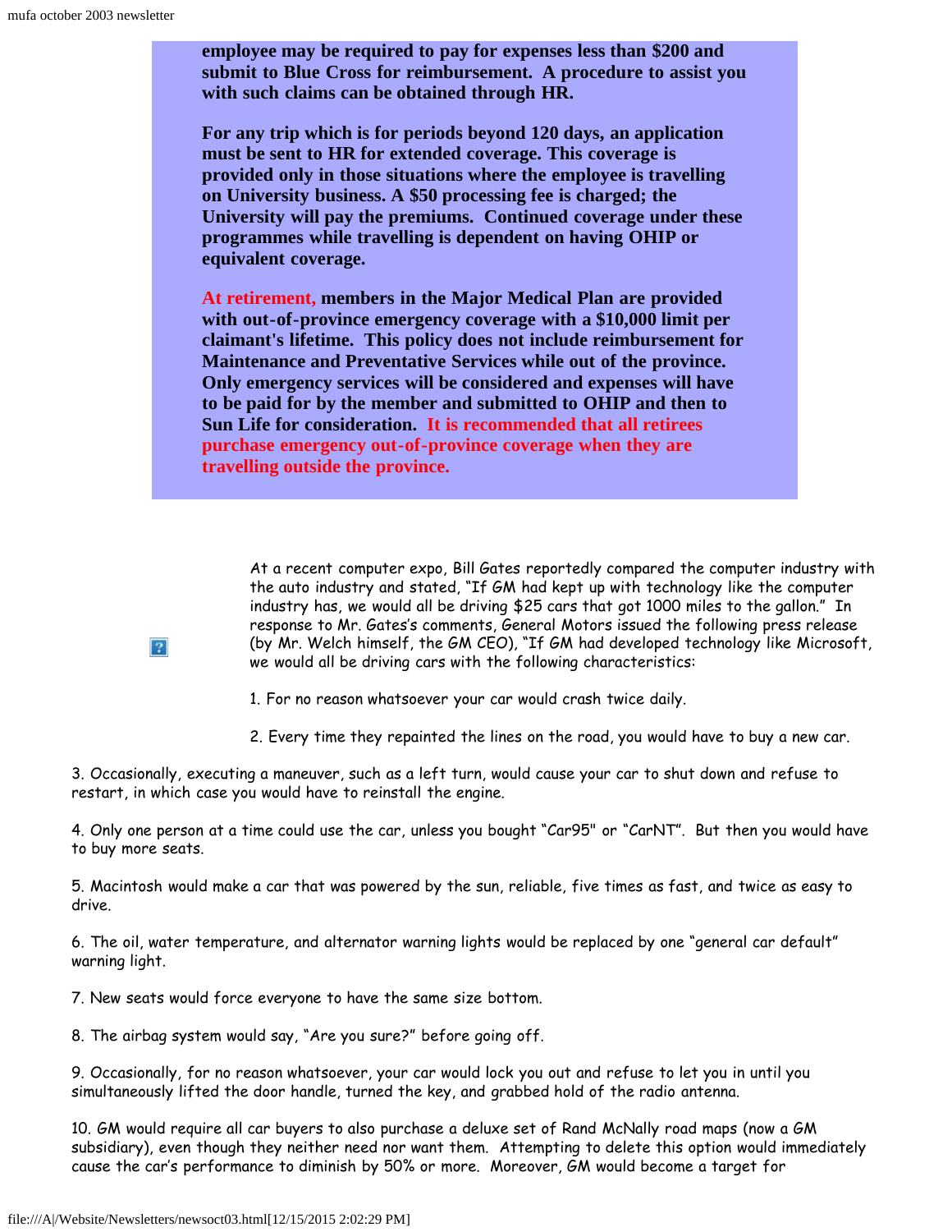**employee may be required to pay for expenses less than $200 and submit to Blue Cross for reimbursement. A procedure to assist you with such claims can be obtained through HR.**

**For any trip which is for periods beyond 120 days, an application must be sent to HR for extended coverage. This coverage is provided only in those situations where the employee is travelling on University business. A $50 processing fee is charged; the University will pay the premiums. Continued coverage under these programmes while travelling is dependent on having OHIP or equivalent coverage.**

**At retirement, members in the Major Medical Plan are provided with out-of-province emergency coverage with a $10,000 limit per claimant's lifetime. This policy does not include reimbursement for Maintenance and Preventative Services while out of the province. Only emergency services will be considered and expenses will have to be paid for by the member and submitted to OHIP and then to Sun Life for consideration. It is recommended that all retirees purchase emergency out-of-province coverage when they are travelling outside the province.**

At a recent computer expo, Bill Gates reportedly compared the computer industry with the auto industry and stated, "If GM had kept up with technology like the computer industry has, we would all be driving $25 cars that got 1000 miles to the gallon." In response to Mr. Gates's comments, General Motors issued the following press release (by Mr. Welch himself, the GM CEO), "If GM had developed technology like Microsoft, we would all be driving cars with the following characteristics:

1. For no reason whatsoever your car would crash twice daily.

2. Every time they repainted the lines on the road, you would have to buy a new car.

3. Occasionally, executing a maneuver, such as a left turn, would cause your car to shut down and refuse to restart, in which case you would have to reinstall the engine.

4. Only one person at a time could use the car, unless you bought "Car95" or "CarNT". But then you would have to buy more seats.

5. Macintosh would make a car that was powered by the sun, reliable, five times as fast, and twice as easy to drive.

6. The oil, water temperature, and alternator warning lights would be replaced by one "general car default" warning light.

7. New seats would force everyone to have the same size bottom.

8. The airbag system would say, "Are you sure?" before going off.

9. Occasionally, for no reason whatsoever, your car would lock you out and refuse to let you in until you simultaneously lifted the door handle, turned the key, and grabbed hold of the radio antenna.

10. GM would require all car buyers to also purchase a deluxe set of Rand McNally road maps (now a GM subsidiary), even though they neither need nor want them. Attempting to delete this option would immediately cause the car's performance to diminish by 50% or more. Moreover, GM would become a target for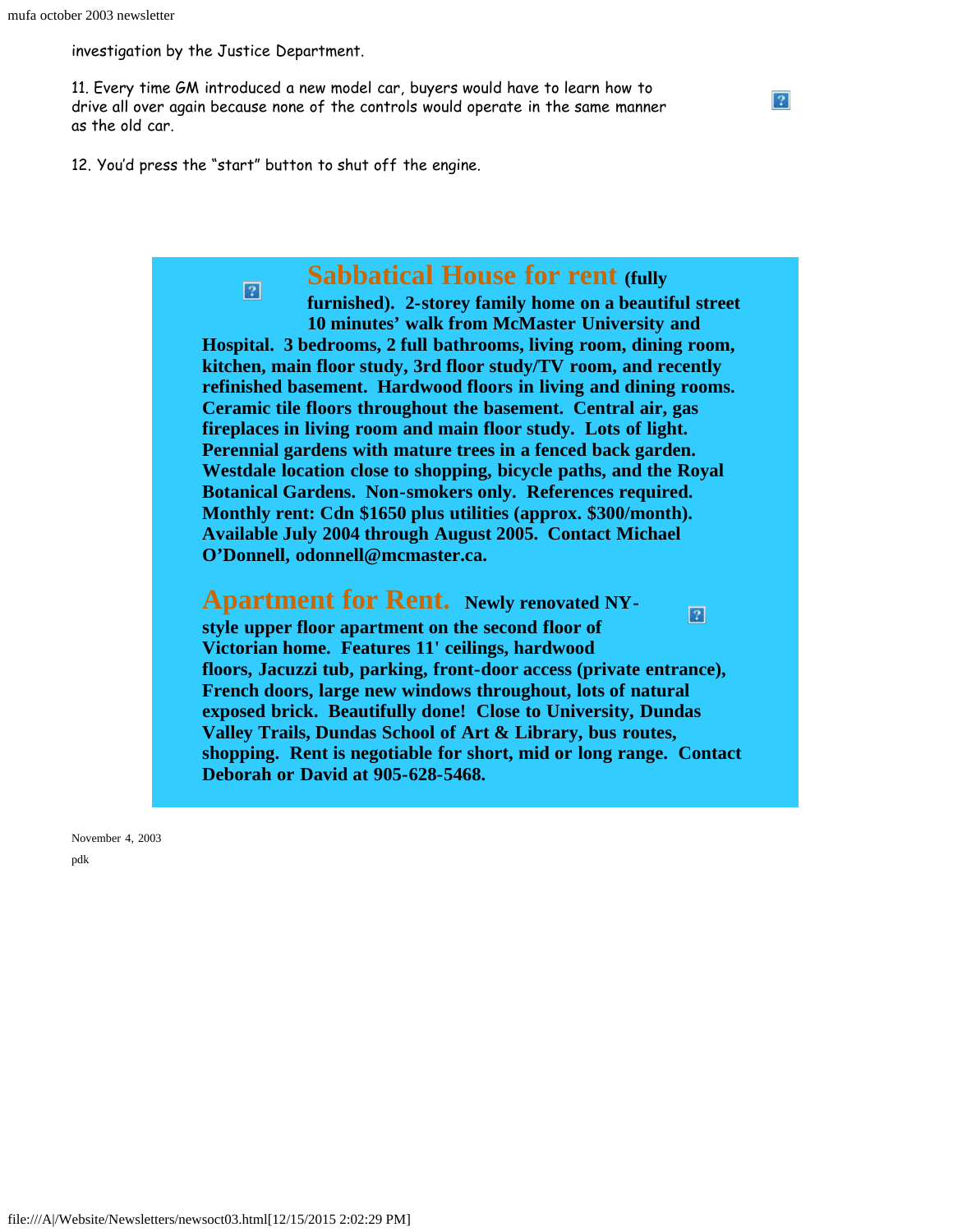investigation by the Justice Department.

11. Every time GM introduced a new model car, buyers would have to learn how to drive all over again because none of the controls would operate in the same manner as the old car.

12. You'd press the "start" button to shut off the engine.

## Sabbatical House for rent

**(fully furnished). 2-storey family home on a beautiful street 10 minutes' walk from McMaster University and Hospital. 3 bedrooms, 2 full bathrooms, living room, dining room, kitchen, main floor study, 3rd floor study/TV room, and recently refinished basement. Hardwood floors in living and dining rooms. Ceramic tile floors throughout the basement. Central air, gas fireplaces in living room and main floor study. Lots of light. Perennial gardens with mature trees in a fenced back garden. Westdale location close to shopping, bicycle paths, and the Royal Botanical Gardens. Non-smokers only. References required. Monthly rent: Cdn $1650 plus utilities (approx. $300/month). Available July 2004 through August 2005. Contact Michael O'Donnell, odonnell@mcmaster.ca.**

## Apartment for Rent.

**Newly renovated NY-style upper floor apartment on the second floor of Victorian home. Features 11' ceilings, hardwood floors, Jacuzzi tub, parking, front-door access (private entrance), French doors, large new windows throughout, lots of natural exposed brick. Beautifully done! Close to University, Dundas Valley Trails, Dundas School of Art & Library, bus routes, shopping. Rent is negotiable for short, mid or long range. Contact Deborah or David at 905-628-5468.**

November 4, 2003

pdk